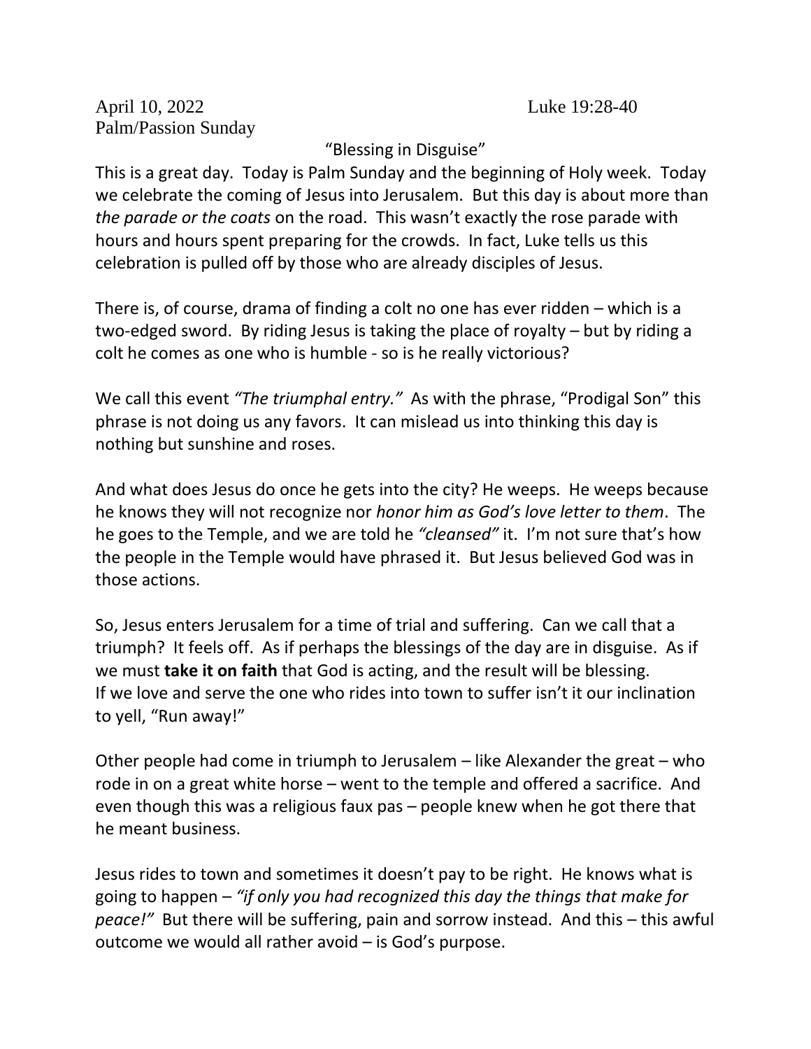April 10, 2022 Luke 19:28-40

Palm/Passion Sunday

"Blessing in Disguise"

This is a great day. Today is Palm Sunday and the beginning of Holy week. Today we celebrate the coming of Jesus into Jerusalem. But this day is about more than *the parade or the coats* on the road. This wasn't exactly the rose parade with hours and hours spent preparing for the crowds. In fact, Luke tells us this celebration is pulled off by those who are already disciples of Jesus.

There is, of course, drama of finding a colt no one has ever ridden – which is a two-edged sword. By riding Jesus is taking the place of royalty – but by riding a colt he comes as one who is humble - so is he really victorious?

We call this event *"The triumphal entry."* As with the phrase, "Prodigal Son" this phrase is not doing us any favors. It can mislead us into thinking this day is nothing but sunshine and roses.

And what does Jesus do once he gets into the city? He weeps. He weeps because he knows they will not recognize nor *honor him as God's love letter to them*. The he goes to the Temple, and we are told he *"cleansed"* it. I'm not sure that's how the people in the Temple would have phrased it. But Jesus believed God was in those actions.

So, Jesus enters Jerusalem for a time of trial and suffering. Can we call that a triumph? It feels off. As if perhaps the blessings of the day are in disguise. As if we must **take it on faith** that God is acting, and the result will be blessing. If we love and serve the one who rides into town to suffer isn't it our inclination to yell, "Run away!"

Other people had come in triumph to Jerusalem – like Alexander the great – who rode in on a great white horse – went to the temple and offered a sacrifice. And even though this was a religious faux pas – people knew when he got there that he meant business.

Jesus rides to town and sometimes it doesn't pay to be right. He knows what is going to happen – *"if only you had recognized this day the things that make for peace!"* But there will be suffering, pain and sorrow instead. And this – this awful outcome we would all rather avoid – is God's purpose.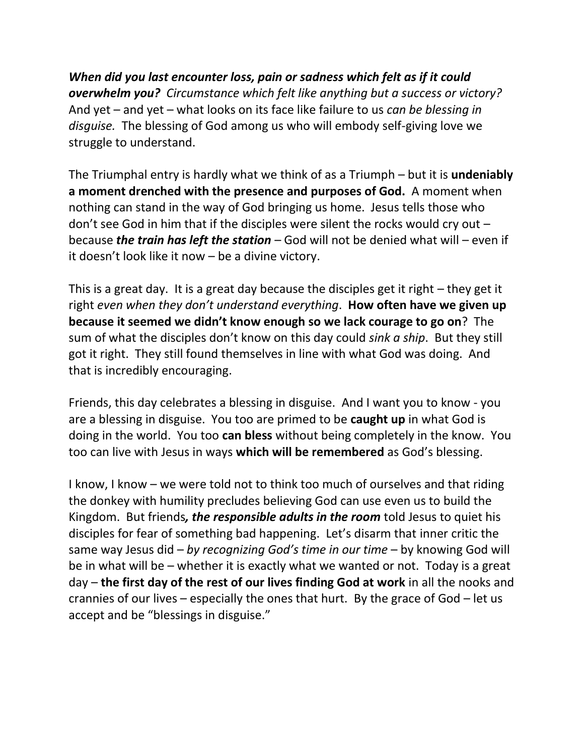***When did you last encounter loss, pain or sadness which felt as if it could overwhelm you?*** *Circumstance which felt like anything but a success or victory?* And yet – and yet – what looks on its face like failure to us *can be blessing in disguise.* The blessing of God among us who will embody self-giving love we struggle to understand.

The Triumphal entry is hardly what we think of as a Triumph – but it is **undeniably a moment drenched with the presence and purposes of God.** A moment when nothing can stand in the way of God bringing us home. Jesus tells those who don't see God in him that if the disciples were silent the rocks would cry out – because ***the train has left the station*** – God will not be denied what will – even if it doesn't look like it now – be a divine victory.

This is a great day. It is a great day because the disciples get it right – they get it right *even when they don't understand everything*. **How often have we given up because it seemed we didn't know enough so we lack courage to go on**? The sum of what the disciples don't know on this day could *sink a ship*. But they still got it right. They still found themselves in line with what God was doing. And that is incredibly encouraging.

Friends, this day celebrates a blessing in disguise. And I want you to know - you are a blessing in disguise. You too are primed to be **caught up** in what God is doing in the world. You too **can bless** without being completely in the know. You too can live with Jesus in ways **which will be remembered** as God's blessing.

I know, I know – we were told not to think too much of ourselves and that riding the donkey with humility precludes believing God can use even us to build the Kingdom. But friends***, the responsible adults in the room*** told Jesus to quiet his disciples for fear of something bad happening. Let's disarm that inner critic the same way Jesus did – *by recognizing God's time in our time* – by knowing God will be in what will be – whether it is exactly what we wanted or not. Today is a great day – **the first day of the rest of our lives finding God at work** in all the nooks and crannies of our lives – especially the ones that hurt. By the grace of God – let us accept and be "blessings in disguise."